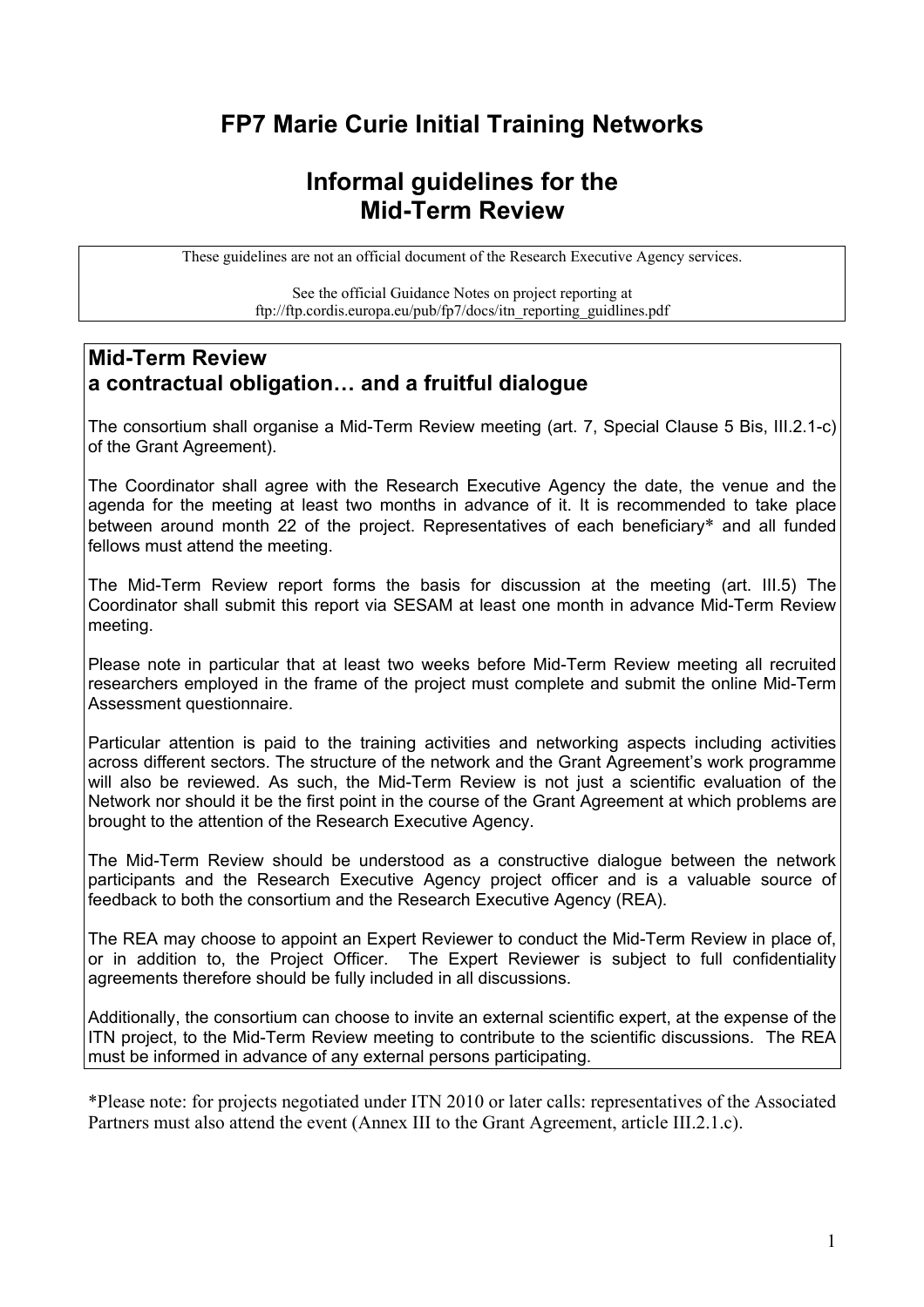# FP7 Marie Curie Initial Training Networks

# Informal guidelines for the Mid-Term Review

These guidelines are not an official document of the Research Executive Agency services.

See the official Guidance Notes on project reporting at ftp://ftp.cordis.europa.eu/pub/fp7/docs/itn_reporting_guidlines.pdf

## Mid-Term Review a contractual obligation… and a fruitful dialogue

The consortium shall organise a Mid-Term Review meeting (art. 7, Special Clause 5 Bis, III.2.1-c) of the Grant Agreement).

The Coordinator shall agree with the Research Executive Agency the date, the venue and the agenda for the meeting at least two months in advance of it. It is recommended to take place between around month 22 of the project. Representatives of each beneficiary* and all funded fellows must attend the meeting.

The Mid-Term Review report forms the basis for discussion at the meeting (art. III.5) The Coordinator shall submit this report via SESAM at least one month in advance Mid-Term Review meeting.

Please note in particular that at least two weeks before Mid-Term Review meeting all recruited researchers employed in the frame of the project must complete and submit the online Mid-Term Assessment questionnaire.

Particular attention is paid to the training activities and networking aspects including activities across different sectors. The structure of the network and the Grant Agreement's work programme will also be reviewed. As such, the Mid-Term Review is not just a scientific evaluation of the Network nor should it be the first point in the course of the Grant Agreement at which problems are brought to the attention of the Research Executive Agency.

The Mid-Term Review should be understood as a constructive dialogue between the network participants and the Research Executive Agency project officer and is a valuable source of feedback to both the consortium and the Research Executive Agency (REA).

The REA may choose to appoint an Expert Reviewer to conduct the Mid-Term Review in place of, or in addition to, the Project Officer. The Expert Reviewer is subject to full confidentiality agreements therefore should be fully included in all discussions.

Additionally, the consortium can choose to invite an external scientific expert, at the expense of the ITN project, to the Mid-Term Review meeting to contribute to the scientific discussions. The REA must be informed in advance of any external persons participating.

*Please note: for projects negotiated under ITN 2010 or later calls: representatives of the Associated Partners must also attend the event (Annex III to the Grant Agreement, article III.2.1.c).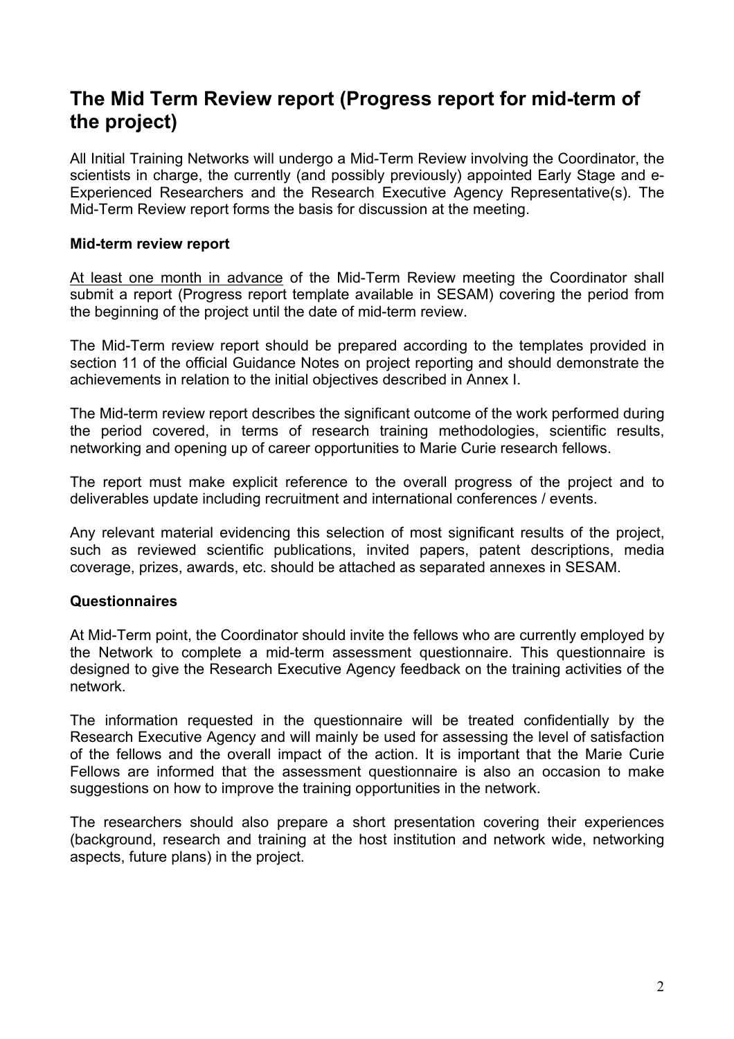## The Mid Term Review report (Progress report for mid-term of the project)

All Initial Training Networks will undergo a Mid-Term Review involving the Coordinator, the scientists in charge, the currently (and possibly previously) appointed Early Stage and e-Experienced Researchers and the Research Executive Agency Representative(s). The Mid-Term Review report forms the basis for discussion at the meeting.

### Mid-term review report

At least one month in advance of the Mid-Term Review meeting the Coordinator shall submit a report (Progress report template available in SESAM) covering the period from the beginning of the project until the date of mid-term review.

The Mid-Term review report should be prepared according to the templates provided in section 11 of the official Guidance Notes on project reporting and should demonstrate the achievements in relation to the initial objectives described in Annex I.

The Mid-term review report describes the significant outcome of the work performed during the period covered, in terms of research training methodologies, scientific results, networking and opening up of career opportunities to Marie Curie research fellows.

The report must make explicit reference to the overall progress of the project and to deliverables update including recruitment and international conferences / events.

Any relevant material evidencing this selection of most significant results of the project, such as reviewed scientific publications, invited papers, patent descriptions, media coverage, prizes, awards, etc. should be attached as separated annexes in SESAM.

### Questionnaires

At Mid-Term point, the Coordinator should invite the fellows who are currently employed by the Network to complete a mid-term assessment questionnaire. This questionnaire is designed to give the Research Executive Agency feedback on the training activities of the network.

The information requested in the questionnaire will be treated confidentially by the Research Executive Agency and will mainly be used for assessing the level of satisfaction of the fellows and the overall impact of the action. It is important that the Marie Curie Fellows are informed that the assessment questionnaire is also an occasion to make suggestions on how to improve the training opportunities in the network.

The researchers should also prepare a short presentation covering their experiences (background, research and training at the host institution and network wide, networking aspects, future plans) in the project.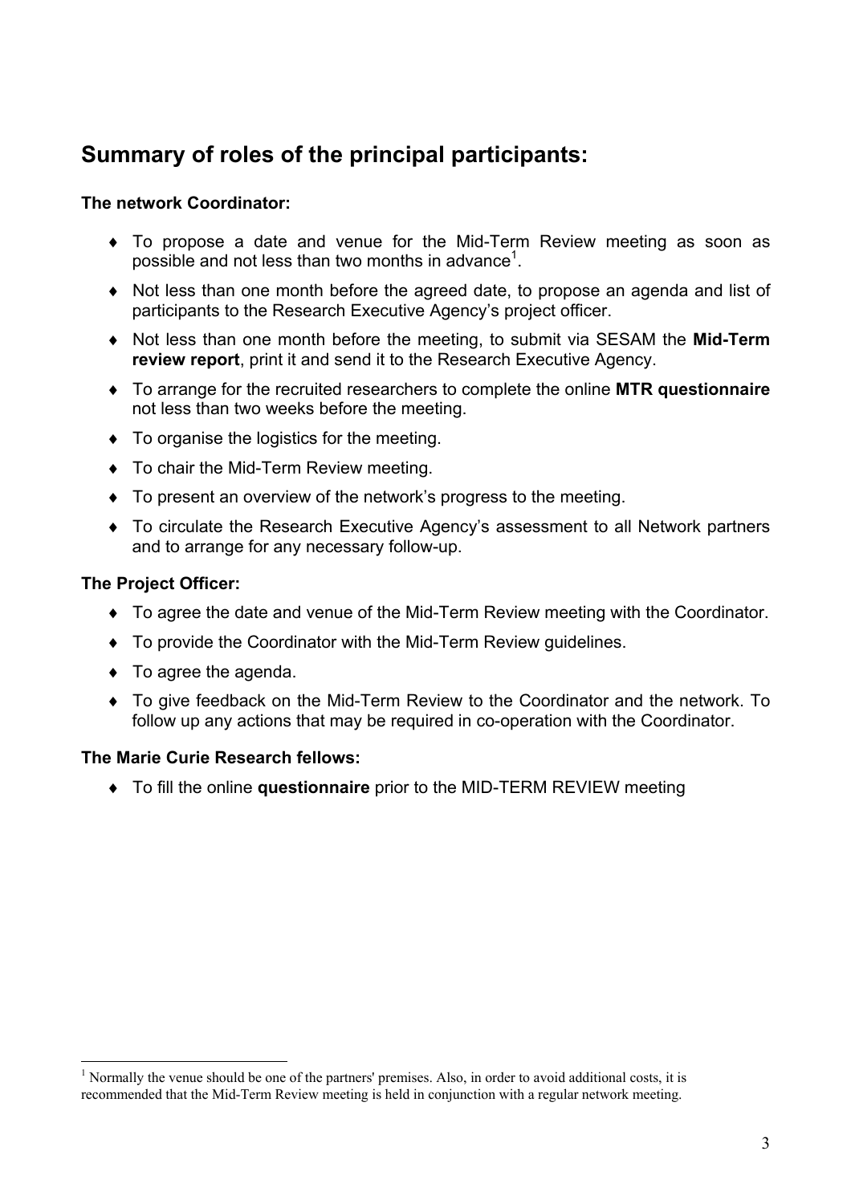## Summary of roles of the principal participants:

**The network Coordinator:**

- To propose a date and venue for the Mid-Term Review meeting as soon as possible and not less than two months in advance[1].
- Not less than one month before the agreed date, to propose an agenda and list of participants to the Research Executive Agency's project officer.
- Not less than one month before the meeting, to submit via SESAM the **Mid-Term review report**, print it and send it to the Research Executive Agency.
- To arrange for the recruited researchers to complete the online **MTR questionnaire** not less than two weeks before the meeting.
- To organise the logistics for the meeting.
- To chair the Mid-Term Review meeting.
- To present an overview of the network's progress to the meeting.
- To circulate the Research Executive Agency's assessment to all Network partners and to arrange for any necessary follow-up.

**The Project Officer:**

- To agree the date and venue of the Mid-Term Review meeting with the Coordinator.
- To provide the Coordinator with the Mid-Term Review guidelines.
- To agree the agenda.
- To give feedback on the Mid-Term Review to the Coordinator and the network. To follow up any actions that may be required in co-operation with the Coordinator.

**The Marie Curie Research fellows:**

- To fill the online **questionnaire** prior to the MID-TERM REVIEW meeting

---

[1] Normally the venue should be one of the partners' premises. Also, in order to avoid additional costs, it is recommended that the Mid-Term Review meeting is held in conjunction with a regular network meeting.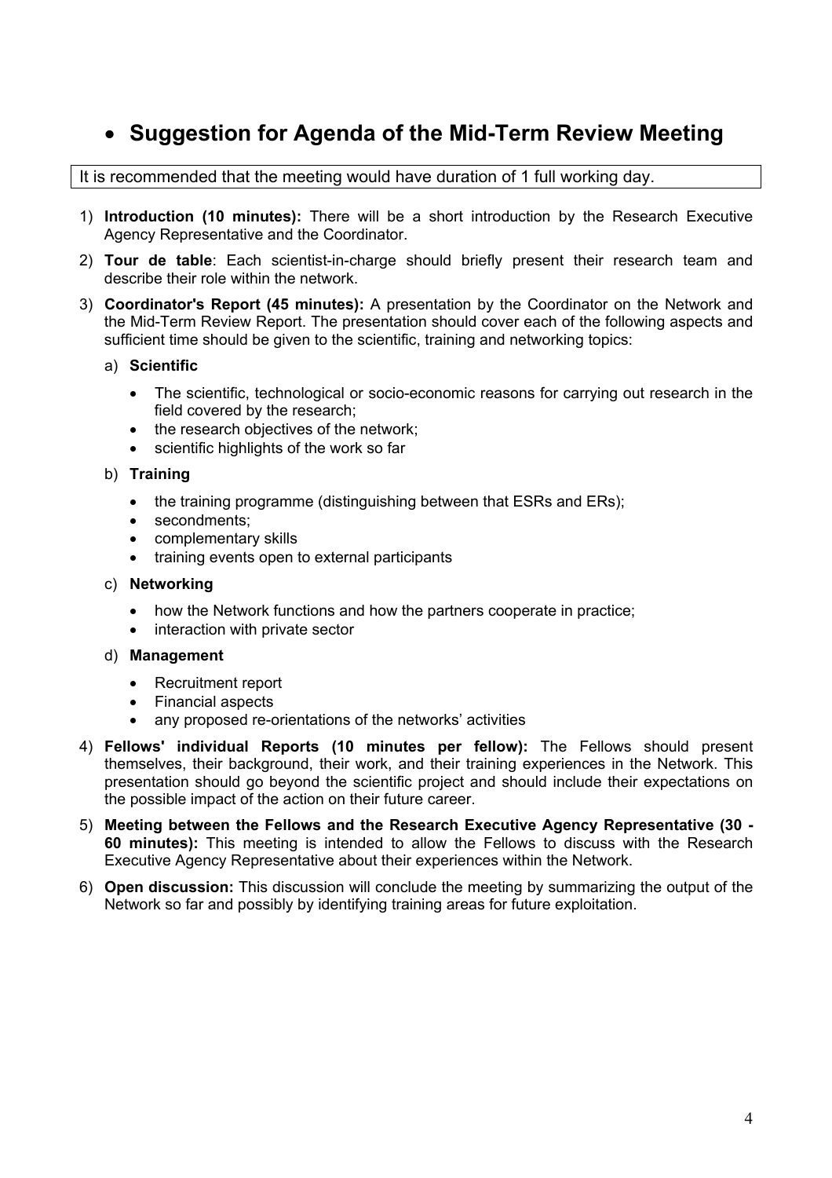## • Suggestion for Agenda of the Mid-Term Review Meeting

It is recommended that the meeting would have duration of 1 full working day.

1) **Introduction (10 minutes):** There will be a short introduction by the Research Executive Agency Representative and the Coordinator.

2) **Tour de table**: Each scientist-in-charge should briefly present their research team and describe their role within the network.

3) **Coordinator's Report (45 minutes):** A presentation by the Coordinator on the Network and the Mid-Term Review Report. The presentation should cover each of the following aspects and sufficient time should be given to the scientific, training and networking topics:

   a) **Scientific**

      - The scientific, technological or socio-economic reasons for carrying out research in the field covered by the research;
      - the research objectives of the network;
      - scientific highlights of the work so far

   b) **Training**

      - the training programme (distinguishing between that ESRs and ERs);
      - secondments;
      - complementary skills
      - training events open to external participants

   c) **Networking**

      - how the Network functions and how the partners cooperate in practice;
      - interaction with private sector

   d) **Management**

      - Recruitment report
      - Financial aspects
      - any proposed re-orientations of the networks' activities

4) **Fellows' individual Reports (10 minutes per fellow):** The Fellows should present themselves, their background, their work, and their training experiences in the Network. This presentation should go beyond the scientific project and should include their expectations on the possible impact of the action on their future career.

5) **Meeting between the Fellows and the Research Executive Agency Representative (30 - 60 minutes):** This meeting is intended to allow the Fellows to discuss with the Research Executive Agency Representative about their experiences within the Network.

6) **Open discussion:** This discussion will conclude the meeting by summarizing the output of the Network so far and possibly by identifying training areas for future exploitation.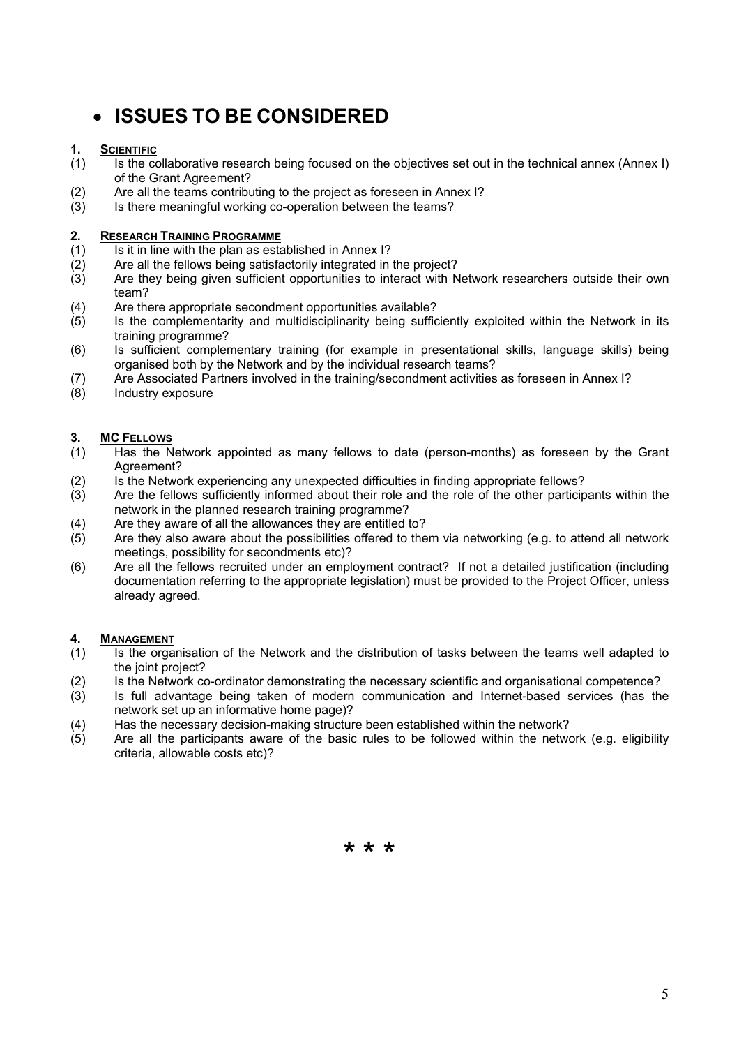# • ISSUES TO BE CONSIDERED

## 1. SCIENTIFIC

(1) Is the collaborative research being focused on the objectives set out in the technical annex (Annex I) of the Grant Agreement?
(2) Are all the teams contributing to the project as foreseen in Annex I?
(3) Is there meaningful working co-operation between the teams?

## 2. RESEARCH TRAINING PROGRAMME

(1) Is it in line with the plan as established in Annex I?
(2) Are all the fellows being satisfactorily integrated in the project?
(3) Are they being given sufficient opportunities to interact with Network researchers outside their own team?
(4) Are there appropriate secondment opportunities available?
(5) Is the complementarity and multidisciplinarity being sufficiently exploited within the Network in its training programme?
(6) Is sufficient complementary training (for example in presentational skills, language skills) being organised both by the Network and by the individual research teams?
(7) Are Associated Partners involved in the training/secondment activities as foreseen in Annex I?
(8) Industry exposure

## 3. MC FELLOWS

(1) Has the Network appointed as many fellows to date (person-months) as foreseen by the Grant Agreement?
(2) Is the Network experiencing any unexpected difficulties in finding appropriate fellows?
(3) Are the fellows sufficiently informed about their role and the role of the other participants within the network in the planned research training programme?
(4) Are they aware of all the allowances they are entitled to?
(5) Are they also aware about the possibilities offered to them via networking (e.g. to attend all network meetings, possibility for secondments etc)?
(6) Are all the fellows recruited under an employment contract? If not a detailed justification (including documentation referring to the appropriate legislation) must be provided to the Project Officer, unless already agreed.

## 4. MANAGEMENT

(1) Is the organisation of the Network and the distribution of tasks between the teams well adapted to the joint project?
(2) Is the Network co-ordinator demonstrating the necessary scientific and organisational competence?
(3) Is full advantage being taken of modern communication and Internet-based services (has the network set up an informative home page)?
(4) Has the necessary decision-making structure been established within the network?
(5) Are all the participants aware of the basic rules to be followed within the network (e.g. eligibility criteria, allowable costs etc)?

* * *